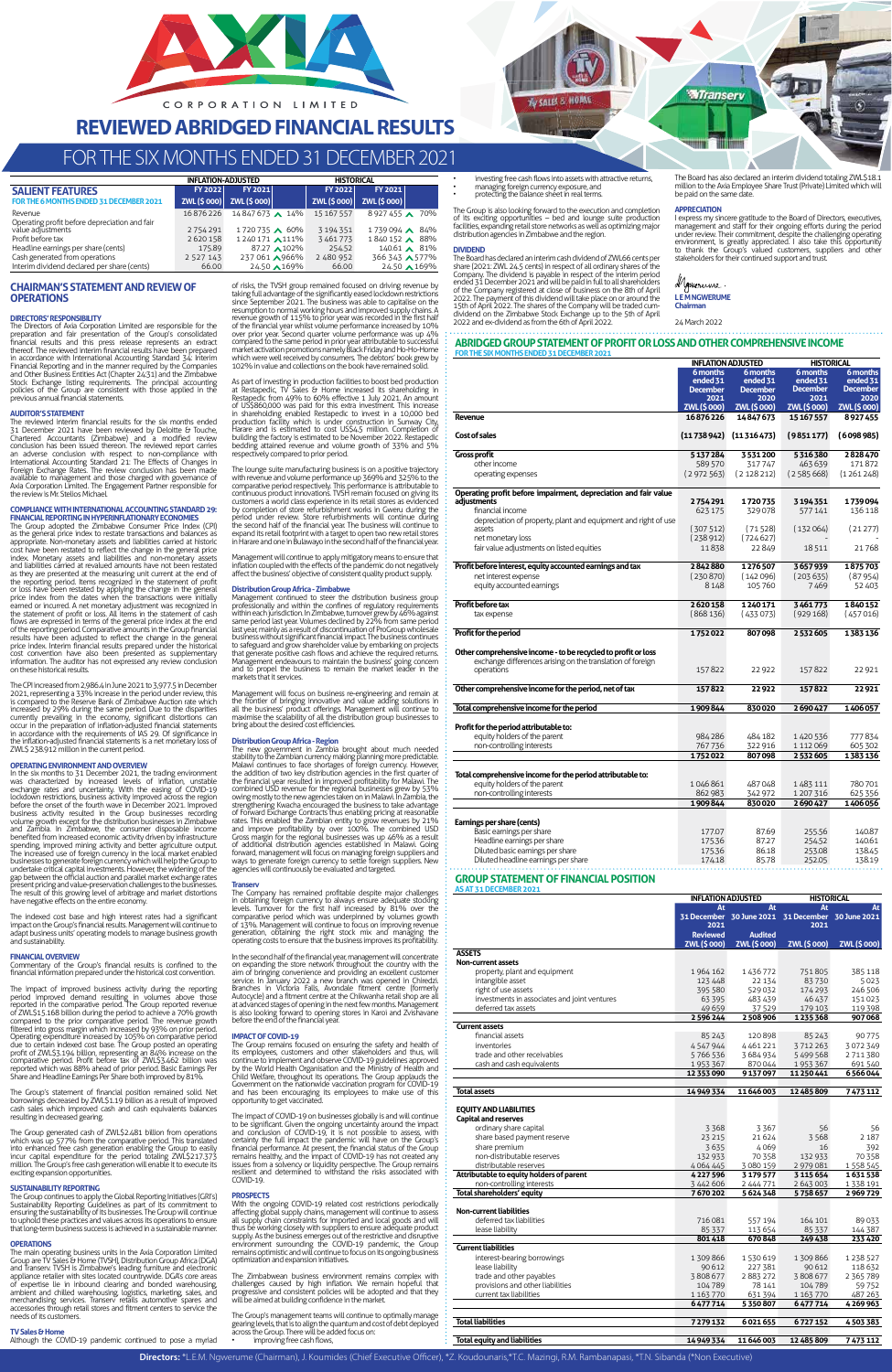# AXIA CORPORATION LIMITED

# REVIEWED ABRIDGED FINANCIAL RESULTS

## FOR THE SIX MONTHS ENDED 31 DECEMBER 2021

| SALIENT FEATURES FOR THE 6 MONTHS ENDED 31 DECEMBER 2021 | INFLATION-ADJUSTED FY 2022 ZWL ($ 000) | INFLATION-ADJUSTED FY 2021 ZWL ($ 000) | | HISTORICAL FY 2022 ZWL ($ 000) | HISTORICAL FY 2021 ZWL ($ 000) | |
|---|---|---|---|---|---|---|
| Revenue | 16 876 226 | 14 847 673 | ▲ 14% | 15 167 557 | 8 927 455 | ▲ 70% |
| Operating profit before depreciation and fair value adjustments | 2 754 291 | 1 720 735 | ▲ 60% | 3 194 351 | 1 739 094 | ▲ 84% |
| Profit before tax | 2 620 158 | 1 240 171 | ▲ 111% | 3 461 773 | 1 840 152 | ▲ 88% |
| Headline earnings per share (cents) | 175.89 | 87.27 | ▲ 102% | 254.52 | 140.61 | ▲ 81% |
| Cash generated from operations | 2 527 143 | 237 061 | ▲ 966% | 2 480 952 | 366 343 | ▲ 577% |
| Interim dividend declared per share (cents) | 66.00 | 24.50 | ▲ 169% | 66.00 | 24.50 | ▲ 169% |

## CHAIRMAN'S STATEMENT AND REVIEW OF OPERATIONS

### DIRECTORS' RESPONSIBILITY

The Directors of Axia Corporation Limited are responsible for the preparation and fair presentation of the Group's consolidated financial results and this press release represents an extract thereof. The reviewed interim financial results have been prepared in accordance with International Accounting Standard 34; Interim Financial Reporting and in the manner required by the Companies and Other Business Entities Act (Chapter 24:31) and the Zimbabwe Stock Exchange listing requirements. The principal accounting policies of the Group are consistent with those applied in the previous annual financial statements.

### AUDITOR'S STATEMENT

The reviewed interim financial results for the six months ended 31 December 2021 have been reviewed by Deloitte & Touche, Chartered Accountants (Zimbabwe) and a modified review conclusion has been issued thereon. The reviewed interim report has an adverse conclusion with respect to non-compliance with International Accounting Standard 21: The Effects of Changes in Foreign Exchange Rates. The review conclusion has been made available to management and those charged with governance of Axia Corporation Limited. The Engagement Partner responsible for the review is Mr Stelios Michael.

### COMPLIANCE WITH INTERNATIONAL ACCOUNTING STANDARD 29: FINANCIAL REPORTING IN HYPERINFLATIONARY ECONOMIES

The Group adopted the Zimbabwe Consumer Price Index (CPI) as the general price index to restate transactions and balances as appropriate. Non-monetary assets and liabilities carried at historic cost have been restated to reflect the change in the general price index. Monetary assets and liabilities and non-monetary assets and liabilities carried at revalued amounts have not been restated as they are presented at the measuring unit current at the end of the reporting period. Items recognized in the statement of profit or loss have been restated by applying the change in the general price index from the dates when the transactions were initially earned or incurred. A net monetary adjustment was recognized in the statement of profit or loss. All items in the statement of cash flows are expressed in terms of the general price index at the end of the reporting period. Comparative amounts in the Group financial results have been adjusted to reflect the change in the general price index. Interim financial results prepared under the historical cost convention have also been presented as supplementary information. The auditor has not expressed any review conclusion on these historical results.

The CPI increased from 2,986.4 in June 2021 to 3,977.5 in December 2021, representing a 33% increase in the period under review, this is compared to the Reserve Bank of Zimbabwe Auction rate which increased by 29% during the same period. Due to the disparities currently prevailing in the economy, significant distortions can occur in the preparation of inflation-adjusted financial statements in accordance with the requirements of IAS 29. Of significance in the inflation-adjusted financial statements is a net monetary loss of ZWL$ 238.912 million in the current period.

### OPERATING ENVIRONMENT AND OVERVIEW

In the six months to 31 December 2021, the trading environment was characterized by increased levels of inflation, unstable exchange rates and uncertainty. With the easing of COVID-19 lockdown restrictions, business activity improved across the region before the onset of the fourth wave in December 2021. Improved business activity resulted in the Group's businesses recording volume growth except for the distribution businesses in Zimbabwe and Zambia. In Zimbabwe, the consumer disposable income benefited from increased economic activity driven by infrastructure spending, improved mining activity and better agriculture output. The increased use of foreign currency in the local market enabled businesses to generate foreign currency which will help the Group to undertake critical capital investments. However, the widening of the gap between the official auction and parallel market exchange rates present pricing and value-preservation challenges to the businesses. The result of this growing level of arbitrage and market distortions have negative effects on the entire economy.

The indexed cost base and high interest rates had a significant impact on the Group's financial results. Management will continue to adapt business units' operating models to manage business growth and sustainability.

### FINANCIAL OVERVIEW

Commentary of the Group's financial results is confined to the financial information prepared under the historical cost convention.

The impact of improved business activity during the reporting period improved demand resulting in volumes above those reported in the comparative period. The Group reported revenue of ZWL$15.168 billion during the period to achieve a 70% growth compared to the prior comparative period. The revenue growth filtered into gross margin which increased by 93% on prior period. Operating expenditure increased by 105% on comparative period due to certain indexed cost base. The Group posted an operating profit of ZWL$3.194 billion, representing an 84% increase on the comparative period. Profit before tax of ZWL$3.462 billion was reported which was 88% ahead of prior period. Basic Earnings Per Share and Headline Earnings Per Share both improved by 81%.

The Group's statement of financial position remained solid. Net borrowings decreased by ZWL$1.19 billion as a result of improved cash sales which improved cash and cash equivalents balances resulting in decreased gearing.

The Group generated cash of ZWL$2.481 billion from operations which was up 577% from the comparative period. This translated into enhanced free cash generation enabling the Group to easily incur capital expenditure for the period totaling ZWL$217.373 million. The Group's free cash generation will enable it to execute its exciting expansion opportunities.

### SUSTAINABILITY REPORTING

The Group continues to apply the Global Reporting Initiatives (GRI's) Sustainability Reporting Guidelines as part of its commitment to ensuring the sustainability of its businesses. The Group will continue to uphold these practices and values across its operations to ensure that long-term business success is achieved in a sustainable manner.

### OPERATIONS

The main operating business units in the Axia Corporation Limited Group are TV Sales & Home (TVSH), Distribution Group Africa (DGA) and Transerv. TVSH is Zimbabwe's leading furniture and electronic appliance retailer with sites located countrywide. DGA's core areas of expertise lie in inbound clearing and bonded warehousing, ambient and chilled warehousing, logistics, marketing, sales, and merchandising services. Transerv retails automotive spares and accessories through retail stores and fitment centers to service the needs of its customers.

### TV Sales & Home

Although the COVID-19 pandemic continued to pose a myriad of risks, the TVSH group remained focused on driving revenue by taking full advantage of the significantly eased lockdown restrictions since September 2021. The business was able to capitalise on the resumption to normal working hours and improved supply chains. A revenue growth of 115% to prior year was recorded in the first half of the financial year whilst volume performance increased by 10% over prior year. Second quarter volume performance was up 4% compared to the same period in prior year attributable to successful market activation promotions namely Black Friday and Ho-Ho-Home which were well received by consumers. The debtors' book grew by 102% in value and collections on the book have remained solid.

As part of investing in production facilities to boost bed production at Restapedic, TV Sales & Home increased its shareholding in Restapedic from 49% to 60% effective 1 July 2021. An amount of US$860,000 was paid for this extra investment. This increase in shareholding enabled Restapedic to invest in a 10,000 bed production facility which is under construction in Sunway City, Harare and is estimated to cost US$4.5 million. Completion of building the factory is estimated to be November 2022. Restapedic bedding attained revenue and volume growth of 33% and 5% respectively compared to prior period.

The lounge suite manufacturing business is on a positive trajectory with revenue and volume performance up 369% and 325% to the comparative period respectively. This performance is attributable to continuous product innovations. TVSH remain focused on giving its customers a world class experience in its retail stores as evidenced by completion of store refurbishment works in Gweru during the period under review. Store refurbishments will continue during the second half of the financial year. The business will continue to expand its retail footprint with a target to open two new retail stores in Harare and one in Bulawayo in the second half of the financial year.

Management will continue to apply mitigatory means to ensure that inflation coupled with the effects of the pandemic do not negatively affect the business' objective of consistent quality product supply.

### Distribution Group Africa - Zimbabwe

Management continued to steer the distribution business group professionally and within the confines of regulatory requirements within each jurisdiction. In Zimbabwe, turnover grew by 46% against same period last year. Volumes declined by 22% from same period last year, mainly as a result of discontinuation of ProGroup wholesale business without significant financial impact. The business continues to safeguard and grow shareholder value by embarking on projects that generate positive cash flows and achieve the required returns. Management endeavours to maintain the business' going concern and to propel the business to remain the market leader in the markets that it services.

Management will focus on business re-engineering and remain at the frontier of bringing innovative and value adding solutions in all the business' product offerings. Management will continue to maximise the scalability of all the distribution group businesses to bring about the desired cost efficiencies.

### Distribution Group Africa - Region

The new government in Zambia brought about much needed stability to the Zambian currency making planning more predictable. Malawi continues to face shortages of foreign currency. However, the addition of two key distribution agencies in the first quarter of the financial year resulted in improved profitability for Malawi. The combined USD revenue for the regional businesses grew by 53% owing mostly to the new agencies taken on in Malawi. In Zambia, the strengthening Kwacha encouraged the business to take advantage of Forward Exchange Contracts thus enabling pricing at reasonable rates. This enabled the Zambian entity to grow revenues by 21% and improve profitability by over 100%. The combined USD Gross margin for the regional businesses was up 46% as a result of additional distribution agencies established in Malawi. Going forward, management will focus on managing foreign suppliers and ways to generate foreign currency to settle foreign suppliers. New agencies will continuously be evaluated and targeted.

### Transerv

The Company has remained profitable despite major challenges in obtaining foreign currency to always ensure adequate stocking levels. Turnover for the first half increased by 81% over the comparative period which was underpinned by volumes growth of 13%. Management will continue to focus on improving revenue generation, obtaining the right stock mix and managing the operating costs to ensure that the business improves its profitability.

In the second half of the financial year, management will concentrate on expanding the store network throughout the country with the aim of bringing convenience and providing an excellent customer service. In January 2022 a new branch was opened in Chiredzi. Branches in Victoria Falls, Avondale fitment centre (formerly Autocycle) and a fitment centre at the Chikwanha retail shop are all at advanced stages of opening in the next few months. Management is also looking forward to opening stores in Karoi and Zvishavane before the end of the financial year.

### IMPACT OF COVID-19

The Group remains focused on ensuring the safety and health of its employees, customers and other stakeholders and thus, will continue to implement and observe COVID-19 guidelines approved by the World Health Organisation and the Ministry of Health and Child Welfare, throughout its operations. The Group applauds the Government on the nationwide vaccination program for COVID-19 and has been encouraging its employees to make use of this opportunity to get vaccinated.

The impact of COVID-19 on businesses globally is and will continue to be significant. Given the ongoing uncertainty around the impact and conclusion of COVID-19, it is not possible to assess, with certainty the full impact the pandemic will have on the Group's financial performance. At present, the financial status of the Group remains healthy, and the impact of COVID-19 has not created any issues from a solvency or liquidity perspective. The Group remains resilient and determined to withstand the risks associated with COVID-19.

### PROSPECTS

With the ongoing COVID-19 related cost restrictions periodically affecting global supply chains, management will continue to assess all supply chain constraints for imported and local goods and will thus be working closely with suppliers to ensure adequate product supply. As the business emerges out of the restrictive and disruptive environment surrounding the COVID-19 pandemic, the Group remains optimistic and will continue to focus on its ongoing business optimization and expansion initiatives.

The Zimbabwean business environment remains complex with challenges caused by high inflation. We remain hopeful that progressive and consistent policies will be adopted and that they will be aimed at building confidence in the market.

The Group's management teams will continue to optimally manage gearing levels, that is to align the quantum and cost of debt deployed across the Group. There will be added focus on:

- improving free cash flows,
- investing free cash flows into assets with attractive returns,
- managing foreign currency exposure, and
- protecting the balance sheet in real terms.

The Group is also looking forward to the execution and completion of its exciting opportunities – bed and lounge suite production facilities, expanding retail store networks as well as optimizing major distribution agencies in Zimbabwe and the region.

### DIVIDEND

The Board has declared an interim cash dividend of ZWL66 cents per share (2021: ZWL 24.5 cents) in respect of all ordinary shares of the Company. The dividend is payable in respect of the interim period ended 31 December 2021 and will be paid in full to all shareholders of the Company registered at close of business on the 8th of April 2022. The payment of this dividend will take place on or around the 15th of April 2022. The shares of the Company will be traded cum-dividend on the Zimbabwe Stock Exchange up to the 5th of April 2022 and ex-dividend as from the 6th of April 2022.

The Board has also declared an interim dividend totaling ZWL$18.1 million to the Axia Employee Share Trust (Private) Limited which will be paid on the same date.

### APPRECIATION

I express my sincere gratitude to the Board of Directors, executives, management and staff for their ongoing efforts during the period under review. Their commitment, despite the challenging operating environment, is greatly appreciated. I also take this opportunity to thank the Group's valued customers, suppliers and other stakeholders for their continued support and trust.

L E M NGWERUME
Chairman

24 March 2022

## ABRIDGED GROUP STATEMENT OF PROFIT OR LOSS AND OTHER COMPREHENSIVE INCOME

FOR THE SIX MONTHS ENDED 31 DECEMBER 2021

| | INFLATION ADJUSTED 6 months ended 31 December 2021 ZWL ($ 000) | INFLATION ADJUSTED 6 months ended 31 December 2020 ZWL ($ 000) | HISTORICAL 6 months ended 31 December 2021 ZWL ($ 000) | HISTORICAL 6 months ended 31 December 2020 ZWL ($ 000) |
|---|---|---|---|---|
| **Revenue** | **16 876 226** | **14 847 673** | **15 167 557** | **8 927 455** |
| **Cost of sales** | **(11 738 942)** | **(11 316 473)** | **(9 851 177)** | **(6 098 985)** |
| **Gross profit** | **5 137 284** | **3 531 200** | **5 316 380** | **2 828 470** |
| other income | 589 570 | 317 747 | 463 639 | 171 872 |
| operating expenses | (2 972 563) | (2 128 212) | (2 585 668) | (1 261 248) |
| **Operating profit before impairment, depreciation and fair value adjustments** | **2 754 291** | **1 720 735** | **3 194 351** | **1 739 094** |
| financial income | 623 175 | 329 078 | 577 141 | 136 118 |
| depreciation of property, plant and equipment and right of use assets | (307 512) | (71 528) | (132 064) | (21 277) |
| net monetary loss | (238 912) | (724 627) | | |
| fair value adjustments on listed equities | 11 838 | 22 849 | 18 511 | 21 768 |
| **Profit before interest, equity accounted earnings and tax** | **2 842 880** | **1 276 507** | **3 657 939** | **1 875 703** |
| net interest expense | (230 870) | (142 096) | (203 635) | (87 954) |
| equity accounted earnings | 8 148 | 105 760 | 7 469 | 52 403 |
| **Profit before tax** | **2 620 158** | **1 240 171** | **3 461 773** | **1 840 152** |
| tax expense | (868 136) | (433 073) | (929 168) | (457 016) |
| **Profit for the period** | **1 752 022** | **807 098** | **2 532 605** | **1 383 136** |
| **Other comprehensive income - to be recycled to profit or loss** | | | | |
| exchange differences arising on the translation of foreign operations | 157 822 | 22 922 | 157 822 | 22 921 |
| **Other comprehensive income for the period, net of tax** | **157 822** | **22 922** | **157 822** | **22 921** |
| **Total comprehensive income for the period** | **1 909 844** | **830 020** | **2 690 427** | **1 406 057** |
| **Profit for the period attributable to:** | | | | |
| equity holders of the parent | 984 286 | 484 182 | 1 420 536 | 777 834 |
| non-controlling interests | 767 736 | 322 916 | 1 112 069 | 605 302 |
| | **1 752 022** | **807 098** | **2 532 605** | **1 383 136** |
| **Total comprehensive income for the period attributable to:** | | | | |
| equity holders of the parent | 1 046 861 | 487 048 | 1 483 111 | 780 701 |
| non-controlling interests | 862 983 | 342 972 | 1 207 316 | 625 356 |
| | **1 909 844** | **830 020** | **2 690 427** | **1 406 056** |
| **Earnings per share (cents)** | | | | |
| Basic earnings per share | 177.07 | 87.69 | 255.56 | 140.87 |
| Headline earnings per share | 175.36 | 87.27 | 254.52 | 140.61 |
| Diluted basic earnings per share | 175.36 | 86.18 | 253.08 | 138.45 |
| Diluted headline earnings per share | 174.18 | 85.78 | 252.05 | 138.19 |

## GROUP STATEMENT OF FINANCIAL POSITION

AS AT 31 DECEMBER 2021

| | INFLATION ADJUSTED At 31 December 2021 Reviewed ZWL ($ 000) | INFLATION ADJUSTED At 30 June 2021 Audited ZWL ($ 000) | HISTORICAL At 31 December 2021 ZWL ($ 000) | HISTORICAL At 30 June 2021 ZWL ($ 000) |
|---|---|---|---|---|
| **ASSETS** | | | | |
| **Non-current assets** | | | | |
| property, plant and equipment | 1 964 162 | 1 436 772 | 751 805 | 385 118 |
| intangible asset | 123 448 | 22 134 | 83 730 | 5 023 |
| right of use assets | 395 580 | 529 032 | 174 293 | 246 506 |
| investments in associates and joint ventures | 63 395 | 483 439 | 46 437 | 151 023 |
| deferred tax assets | 49 659 | 37 529 | 179 103 | 119 398 |
| | **2 596 244** | **2 508 906** | **1 235 368** | **907 068** |
| **Current assets** | | | | |
| financial assets | 85 243 | 120 898 | 85 243 | 90 775 |
| inventories | 4 547 944 | 4 461 221 | 3 712 263 | 3 072 349 |
| trade and other receivables | 5 766 536 | 3 684 934 | 5 499 568 | 2 711 380 |
| cash and cash equivalents | 1 953 367 | 870 044 | 1 953 367 | 691 540 |
| | **12 353 090** | **9 137 097** | **11 250 441** | **6 566 044** |
| **Total assets** | **14 949 334** | **11 646 003** | **12 485 809** | **7 473 112** |
| **EQUITY AND LIABILITIES** | | | | |
| **Capital and reserves** | | | | |
| ordinary share capital | 3 368 | 3 367 | 56 | 56 |
| share based payment reserve | 23 215 | 21 624 | 3 568 | 2 187 |
| share premium | 3 635 | 4 069 | 16 | 392 |
| non-distributable reserves | 132 933 | 70 358 | 132 933 | 70 358 |
| distributable reserves | 4 064 445 | 3 080 159 | 2 979 081 | 1 558 545 |
| **Attributable to equity holders of parent** | **4 227 596** | **3 179 577** | **3 115 654** | **1 631 538** |
| non-controlling interests | 3 442 606 | 2 444 771 | 2 643 003 | 1 338 191 |
| **Total shareholders' equity** | **7 670 202** | **5 624 348** | **5 758 657** | **2 969 729** |
| **Non-current liabilities** | | | | |
| deferred tax liabilities | 716 081 | 557 194 | 164 101 | 89 033 |
| lease liability | 85 337 | 113 654 | 85 337 | 144 387 |
| | **801 418** | **670 848** | **249 438** | **233 420** |
| **Current liabilities** | | | | |
| interest-bearing borrowings | 1 309 866 | 1 530 619 | 1 309 866 | 1 238 527 |
| lease liability | 90 612 | 227 381 | 90 612 | 118 632 |
| trade and other payables | 3 808 677 | 2 883 272 | 3 808 677 | 2 365 789 |
| provisions and other liabilities | 104 789 | 78 141 | 104 789 | 59 752 |
| current tax liabilities | 1 163 770 | 631 394 | 1 163 770 | 487 263 |
| | **6 477 714** | **5 350 807** | **6 477 714** | **4 269 963** |
| **Total liabilities** | **7 279 132** | **6 021 655** | **6 727 152** | **4 503 383** |
| **Total equity and liabilities** | **14 949 334** | **11 646 003** | **12 485 809** | **7 473 112** |

**Directors:** *L.E.M. Ngwerume (Chairman), J. Koumides (Chief Executive Officer), *Z. Koudounaris, *T.C. Mazingi, R.M. Rambanapasi, *T.N. Sibanda (*Non Executive)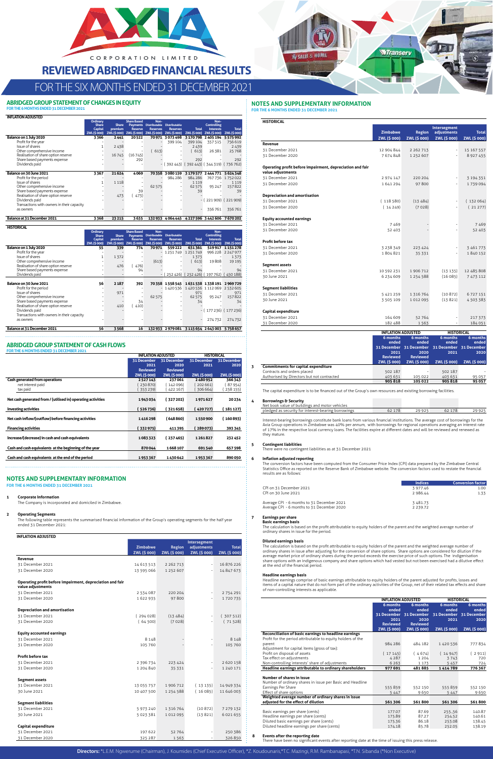# AXIA CORPORATION LIMITED

# REVIEWED ABRIDGED FINANCIAL RESULTS

## FOR THE SIX MONTHS ENDED 31 DECEMBER 2021

## ABRIDGED GROUP STATEMENT OF CHANGES IN EQUITY

FOR THE 6 MONTHS ENDED 31 DECEMBER 2021

**INFLATION ADJUSTED**

| | Ordinary Share Capital ZWL ($ 000) | Share premium ZWL ($ 000) | Share Based Payments Reserve ZWL ($ 000) | Non-Distributable Reserves ZWL ($ 000) | Distributable Reserves ZWL ($ 000) | Total ZWL ($ 000) | Non-Controlling Interests ZWL ($ 000) | Total ZWL ($ 000) |
|---|---|---|---|---|---|---|---|---|
| **Balance on 1 July 2020** | 3 366 | 2 441 | 20 522 | 70 971 | 3 073 498 | 3 170 798 | 2 405 194 | 5 575 992 |
| Profit for the year | - | - | - | - | 399 104 | 399 104 | 357 515 | 756 619 |
| Issue of shares | 1 | 2 438 | - | - | - | 2 439 | - | 2 439 |
| Other comprehensive income | - | - | - | ( 613) | - | ( 613) | 26 381 | 25 768 |
| Realisation of share option reserve | - | 16 745 | (16 745) | - | - | - | - | - |
| Share based payments expense | - | - | 292 | - | - | 292 | - | 292 |
| Dividends paid | - | - | - | - | ( 392 443) | ( 392 443) | ( 344 319) | ( 736 762) |
| **Balance on 30 June 2021** | 3 367 | 21 624 | 4 069 | 70 358 | 3 080 159 | 3 179 577 | 2 444 771 | 5 624 348 |
| Profit for the period | - | - | - | - | 984 286 | 984 286 | 767 736 | 1 752 022 |
| Issue of shares | 1 | 1 118 | - | - | - | 1 119 | - | 1 119 |
| Other comprehensive income | - | - | - | 62 575 | - | 62 575 | 95 247 | 157 822 |
| Share based payments expense | - | - | 39 | - | - | 39 | - | 39 |
| Realisation of share option reserve | - | 473 | ( 473) | - | - | - | - | - |
| Dividends paid | - | - | - | - | - | - | ( 221 909) | ( 221 909) |
| Transactions with owners in their capacity as owners | - | - | - | - | - | - | 356 761 | 356 761 |
| **Balance at 31 December 2021** | 3 368 | 23 215 | 3 635 | 132 933 | 4 064 445 | 4 227 596 | 3 442 606 | 7 670 202 |

**HISTORICAL**

| | Ordinary Share Capital ZWL ($ 000) | Share premium ZWL ($ 000) | Share Based Payments Reserve ZWL ($ 000) | Non-Distributable Reserves ZWL ($ 000) | Distributable Reserves ZWL ($ 000) | Total ZWL ($ 000) | Non-Controlling Interests ZWL ($ 000) | Total ZWL ($ 000) |
|---|---|---|---|---|---|---|---|---|
| **Balance on 1 July 2020** | 55 | 339 | 774 | 70 971 | 559 222 | 631 361 | 519 917 | 1 151 278 |
| Profit for the year | - | - | - | - | 1 251 749 | 1 251 749 | 996 228 | 2 247 977 |
| Issue of shares | 1 | 1 372 | - | - | - | 1 373 | - | 1 373 |
| Other comprehensive income | - | - | - | (613) | - | ( 613) | 19 808 | 19 195 |
| Realisation of share option reserve | - | 476 | ( 476) | - | - | - | - | - |
| Share based payments expense | - | - | 94 | - | - | 94 | - | 94 |
| Dividends paid | - | - | - | - | ( 252 426) | ( 252 426) | ( 197 762) | ( 450 188) |
| **Balance on 30 June 2021** | 56 | 2 187 | 392 | 70 358 | 1 558 545 | 1 631 538 | 1 338 191 | 2 969 729 |
| Profit for the period | - | - | - | - | 1 420 536 | 1 420 536 | 1 112 069 | 2 532 605 |
| Issue of shares | - | 971 | - | - | - | 971 | - | 971 |
| Other comprehensive income | - | - | - | 62 575 | - | 62 575 | 95 247 | 157 822 |
| Share based payments expense | - | - | 34 | - | - | 34 | - | 34 |
| Realisation of share option reserve | - | 410 | ( 410) | - | - | - | - | - |
| Dividends paid | - | - | - | - | - | - | ( 177 236) | ( 177 236) |
| Transactions with owners in their capacity as owners | - | - | - | - | - | - | 274 732 | 274 732 |
| **Balance at 31 December 2021** | 56 | 3 568 | 16 | 132 933 | 2 979 081 | 3 115 654 | 2 643 003 | 5 758 657 |

## ABRIDGED GROUP STATEMENT OF CASH FLOWS

FOR THE 6 MONTHS ENDED 31 DECEMBER 2021

| | INFLATION ADJUSTED | | HISTORICAL | |
|---|---|---|---|---|
| | 31 December 2021 Reviewed ZWL ($ 000) | 31 December 2020 Reviewed ZWL ($ 000) | 31 December 2021 ZWL ($ 000) | 31 December 2020 ZWL ($ 000) |
| **Cash generated from operations** | 2 527 143 | 237 061 | 2 480 952 | 366 343 |
| net interest paid | ( 230 870) | ( 142 096) | ( 202 661) | ( 87 954) |
| tax paid | ( 353 239) | ( 422 167) | ( 306 664) | ( 258 155) |
| **Net cash generated from / (utilised in) operating activities** | 1 943 034 | ( 327 202) | 1 971 627 | 20 234 |
| **Investing activities** | ( 526 736) | ( 321 658) | ( 420 727) | ( 181 127) |
| **Net cash inflow/(outflow) before financing activities** | 1 416 298 | ( 648 860) | 1 550 900 | ( 160 893) |
| **Financing activities** | ( 332 975) | 411 395 | ( 289 073) | 393 345 |
| **Increase/(decrease) in cash and cash equivalents** | 1 083 323 | ( 237 465) | 1 261 827 | 232 452 |
| **Cash and cash equivalents at the beginning of the year** | 870 044 | 1 668 107 | 691 540 | 657 598 |
| **Cash and cash equivalents at the end of the period** | 1 953 367 | 1 430 642 | 1 953 367 | 890 050 |

## NOTES AND SUPPLEMENTARY INFORMATION

FOR THE 6 MONTHS ENDED 31 DECEMBER 2021

**1 Corporate Information**

The Company is incorporated and domiciled in Zimbabwe.

**2 Operating Segments**

The following table represents the summarised information of the Group's operating segments for the half year ended 31 December 2021:

**INFLATION ADJUSTED**

| | Zimbabwe ZWL ($ 000) | Region ZWL ($ 000) | Intersegment adjustments ZWL ($ 000) | Total ZWL ($ 000) |
|---|---|---|---|---|
| **Revenue** | | | | |
| 31 December 2021 | 14 613 513 | 2 262 713 | - | 16 876 226 |
| 31 December 2020 | 13 595 066 | 1 252 607 | - | 14 847 673 |
| **Operating profit before impairment, depreciation and fair value adjustments** | | | | |
| 31 December 2021 | 2 534 087 | 220 204 | - | 2 754 291 |
| 31 December 2020 | 1 622 935 | 97 800 | - | 1 720 735 |
| **Depreciation and amortisation** | | | | |
| 31 December 2021 | ( 294 028) | (13 484) | - | ( 307 512) |
| 31 December 2020 | ( 64 500) | (7 028) | - | ( 71 528) |
| **Equity accounted earnings** | | | | |
| 31 December 2021 | 8 148 | - | - | 8 148 |
| 31 December 2020 | 105 760 | - | - | 105 760 |
| **Profit before tax** | | | | |
| 31 December 2021 | 2 396 734 | 223 424 | - | 2 620 158 |
| 31 December 2020 | 1 204 840 | 35 331 | - | 1 240 171 |
| **Segment assets** | | | | |
| 31 December 2021 | 13 055 757 | 1 906 712 | ( 13 135) | 14 949 334 |
| 30 June 2021 | 10 407 500 | 1 254 588 | ( 16 085) | 11 646 003 |
| **Segment liabilities** | | | | |
| 31 December 2021 | 5 973 240 | 1 316 764 | (10 872) | 7 279 132 |
| 30 June 2021 | 5 023 381 | 1 012 095 | (13 821) | 6 021 655 |
| **Capital expenditure** | | | | |
| 31 December 2021 | 197 622 | 52 764 | - | 250 386 |
| 31 December 2020 | 325 287 | 1 563 | - | 326 850 |

**HISTORICAL**

| | Zimbabwe ZWL ($ 000) | Region ZWL ($ 000) | Intersegment adjustments ZWL ($ 000) | Total ZWL ($ 000) |
|---|---|---|---|---|
| **Revenue** | | | | |
| 31 December 2021 | 12 904 844 | 2 262 713 | - | 15 167 557 |
| 31 December 2020 | 7 674 848 | 1 252 607 | - | 8 927 455 |
| **Operating profit before impairment, depreciation and fair value adjustments** | | | | |
| 31 December 2021 | 2 974 147 | 220 204 | - | 3 194 351 |
| 31 December 2020 | 1 641 294 | 97 800 | - | 1 739 094 |
| **Depreciation and amortisation** | | | | |
| 31 December 2021 | ( 118 580) | (13 484) | - | ( 132 064) |
| 31 December 2020 | ( 14 249) | (7 028) | - | ( 21 277) |
| **Equity accounted earnings** | | | | |
| 31 December 2021 | 7 469 | - | - | 7 469 |
| 31 December 2020 | 52 403 | - | - | 52 403 |
| **Profit before tax** | | | | |
| 31 December 2021 | 3 238 349 | 223 424 | - | 3 461 773 |
| 31 December 2020 | 1 804 821 | 35 331 | - | 1 840 152 |
| **Segment assets** | | | | |
| 31 December 2021 | 10 592 231 | 1 906 712 | (13 135) | 12 485 808 |
| 30 June 2021 | 6 234 609 | 1 254 588 | (16 085) | 7 473 112 |
| **Segment liabilities** | | | | |
| 31 December 2021 | 5 421 259 | 1 316 764 | (10 872) | 6 727 151 |
| 30 June 2021 | 3 505 109 | 1 012 095 | (13 821) | 4 503 383 |
| **Capital expenditure** | | | | |
| 31 December 2021 | 164 609 | 52 764 | - | 217 373 |
| 31 December 2020 | 182 488 | 1 563 | - | 184 051 |

| | INFLATION ADJUSTED | | HISTORICAL | |
|---|---|---|---|---|
| | 6 months ended 31 December 2021 Reviewed ZWL ($ 000) | 6 months ended 31 December 2020 Reviewed ZWL ($ 000) | 6 months ended 31 December 2021 ZWL ($ 000) | 6 months ended 31 December 2020 ZWL ($ 000) |
| **3 Commitments for capital expenditure** | | | | |
| Contracts and orders placed | 502 187 | - | 502 187 | - |
| Authorised by Directors but not contracted | 403 631 | 105 022 | 403 631 | 95 057 |
| | **905 818** | **105 022** | **905 818** | **95 057** |

The capital expenditure is to be financed out of the Group's own resources and existing borrowing facilities.

| | | | | |
|---|---|---|---|---|
| **4 Borrowings & Security** | | | | |
| Net book value of buildings and motor vehicles pledged as security for interest-bearing borrowings | 62 178 | 29 925 | 62 178 | 29 925 |

Interest-bearing borrowings constitute bank loans from various financial institutions. The average cost of borrowings for the Axia Group operations in Zimbabwe was 40% per annum, with borrowings for regional operations averaging an interest rate of 17% in the respective local currency loans. The facilities expire at different dates and will be reviewed and renewed as they mature.

**5 Contingent liabilities**

There were no contingent liabilities as at 31 December 2021

**6 Inflation adjusted reporting**

The conversion factors have been computed from the Consumer Price Index (CPI) data prepared by the Zimbabwe Central Statistics Office as reported on the Reserve Bank of Zimbabwe website. The conversion factors used to restate the financial results are as follows:

| | Indices | Conversion factor |
|---|---|---|
| CPI on 31 December 2021 | 3 977.46 | 1.00 |
| CPI on 30 June 2021 | 2 986.44 | 1.33 |
| Average CPI - 6 months to 31 December 2021 | 3 481.73 | |
| Average CPI - 6 months to 31 December 2020 | 2 239.72 | |

**7 Earnings per share**

**Basic earnings basis**

The calculation is based on the profit attributable to equity holders of the parent and the weighted average number of ordinary shares in issue for the period.

**Diluted earnings basis**

The calculation is based on the profit attributable to equity holders of the parent and the weighted average number of ordinary shares in issue after adjusting for the conversion of share options. Share options are considered for dilution if the average market price of ordinary shares during the period exceeds the exercise price of such options. The indigenisation share options with an indigenous company and share options which had vested but not been exercised had a dilutive effect at the end of the financial period.

**Headline earnings basis**

Headline earnings comprise of basic earnings attributable to equity holders of the parent adjusted for profits, losses and items of a capital nature that do not form part of the ordinary activities of the Group, net of their related tax effects and share of non-controlling interests as applicable.

| | INFLATION ADJUSTED | | HISTORICAL | |
|---|---|---|---|---|
| | 6 months ended 31 December 2021 Reviewed ZWL ($ 000) | 6 months ended 31 December 2020 Reviewed ZWL ($ 000) | 6 months ended 31 December 2021 ZWL ($ 000) | 6 months ended 31 December 2020 ZWL ($ 000) |
| **Reconciliation of basic earnings to headline earnings** | | | | |
| Profit for the period attributable to equity holders of the parent | 984 286 | 484 182 | 1 420 536 | 777 834 |
| Adjustment for capital items (gross of tax): | | | | |
| Profit on disposal of assets | ( 17 145) | ( 4 674) | ( 14 947) | ( 2 911) |
| Tax effect on adjustments | 4 287 | 1 204 | 3 743 | 720 |
| Non-controlling interests' share of adjustments | 6 263 | 1 173 | 5 457 | 724 |
| **Headline earnings attributable to ordinary shareholders** | **977 691** | **481 885** | **1 414 789** | **776 367** |
| **Number of shares in issue** | | | | |
| Number of ordinary shares in issue per Basic and Headline Earnings Per Share | 555 859 | 552 150 | 555 859 | 552 150 |
| Effect of share options | 5 447 | 9 650 | 5 447 | 9 650 |
| **Weighted average number of ordinary shares in issue adjusted for the effect of dilution** | **561 306** | **561 800** | **561 306** | **561 800** |
| Basic earnings per share (cents) | 177.07 | 87.69 | 255.56 | 140.87 |
| Headline earnings per share (cents) | 175.89 | 87.27 | 254.52 | 140.61 |
| Diluted basic earnings per share (cents) | 175.36 | 86.18 | 253.08 | 138.45 |
| Diluted headline earnings per share (cents) | 174.18 | 85.78 | 252.05 | 138.19 |

**8 Events after the reporting date**

There have been no significant events after reporting date at the time of issuing this press release.

**Directors:** *L.E.M. Ngwerume (Chairman), J. Koumides (Chief Executive Officer), *Z. Koudounaris,*T.C. Mazingi, R.M. Rambanapasi, *T.N. Sibanda (*Non Executive)